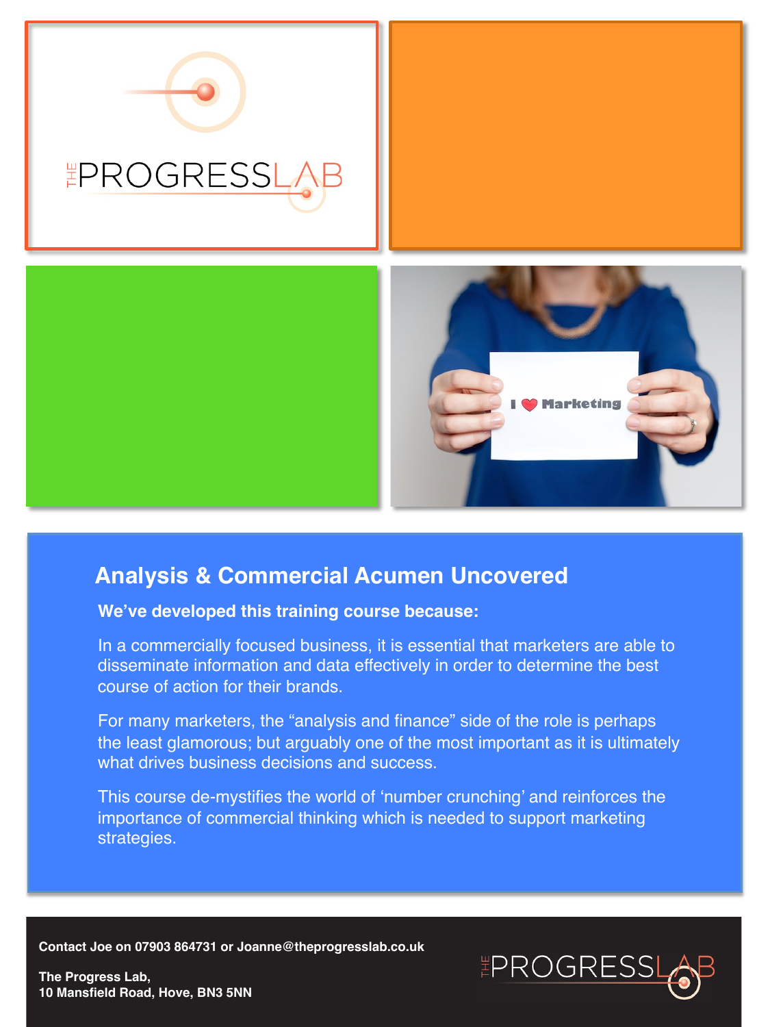## Analysis & Commercial Acumen Uncovered

**We've developed this training course because:**

In a commercially focused business, it is essential that marketers are able to disseminate information and data effectively in order to determine the best course of action for their brands.

For many marketers, the "analysis and finance" side of the role is perhaps the least glamorous; but arguably one of the most important as it is ultimately what drives business decisions and success.

This course de-mystifies the world of 'number crunching' and reinforces the importance of commercial thinking which is needed to support marketing strategies.

**Contact Joe on 07903 864731 or Joanne@theprogresslab.co.uk**

**The Progress Lab,**
**10 Mansfield Road, Hove, BN3 5NN**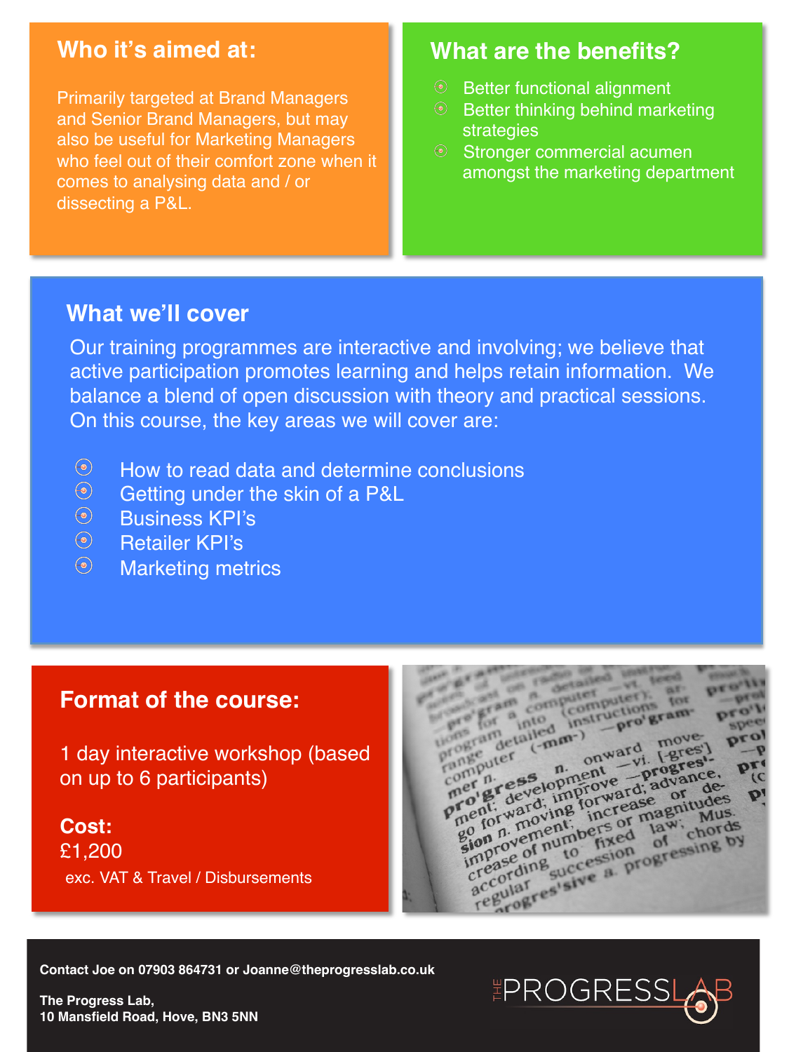## Who it's aimed at:

Primarily targeted at Brand Managers and Senior Brand Managers, but may also be useful for Marketing Managers who feel out of their comfort zone when it comes to analysing data and / or dissecting a P&L.

## What are the benefits?

- Better functional alignment
- Better thinking behind marketing strategies
- Stronger commercial acumen amongst the marketing department

## What we'll cover

Our training programmes are interactive and involving; we believe that active participation promotes learning and helps retain information. We balance a blend of open discussion with theory and practical sessions. On this course, the key areas we will cover are:

- How to read data and determine conclusions
- Getting under the skin of a P&L
- Business KPI's
- Retailer KPI's
- Marketing metrics

## Format of the course:

1 day interactive workshop (based on up to 6 participants)

**Cost:**
£1,200
exc. VAT & Travel / Disbursements

**Contact Joe on 07903 864731 or Joanne@theprogresslab.co.uk**

**The Progress Lab,**
**10 Mansfield Road, Hove, BN3 5NN**

THE PROGRESS LAB